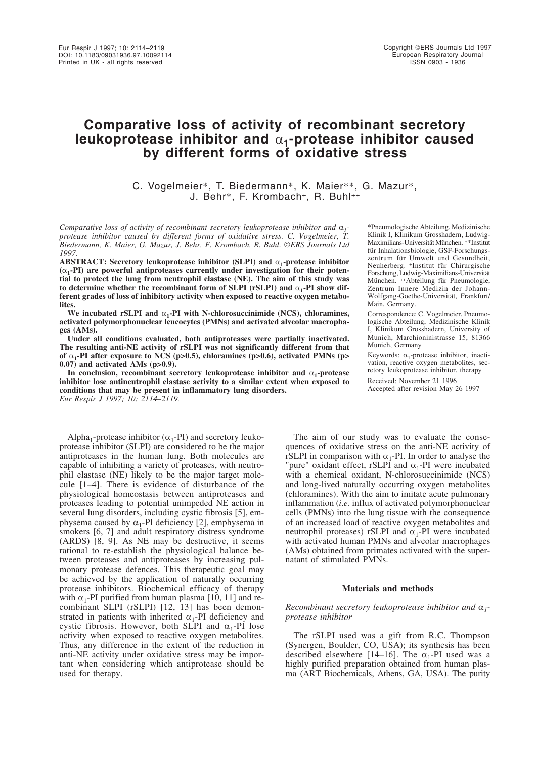# Comparative loss of activity of recombinant secretory leukoprotease inhibitor and $\alpha_1$-protease inhibitor caused by different forms of oxidative stress

C. Vogelmeier*, T. Biedermann*, K. Maier**, G. Mazur*, J. Behr*, F. Krombach+, R. Buhl++

*Comparative loss of activity of recombinant secretory leukoprotease inhibitor and $\alpha_1$-protease inhibitor caused by different forms of oxidative stress. C. Vogelmeier, T. Biedermann, K. Maier, G. Mazur, J. Behr, F. Krombach, R. Buhl. ©ERS Journals Ltd 1997.*

**ABSTRACT: Secretory leukoprotease inhibitor (SLPI) and $\alpha_1$-protease inhibitor ($\alpha_1$-PI) are powerful antiproteases currently under investigation for their potential to protect the lung from neutrophil elastase (NE). The aim of this study was to determine whether the recombinant form of SLPI (rSLPI) and $\alpha_1$-PI show different grades of loss of inhibitory activity when exposed to reactive oxygen metabolites.**

**We incubated rSLPI and $\alpha_1$-PI with N-chlorosuccinimide (NCS), chloramines, activated polymorphonuclear leucocytes (PMNs) and activated alveolar macrophages (AMs).**

**Under all conditions evaluated, both antiproteases were partially inactivated. The resulting anti-NE activity of rSLPI was not significantly different from that of $\alpha_1$-PI after exposure to NCS ($p>0.5$), chloramines ($p>0.6$), activated PMNs ($p>0.07$) and activated AMs ($p>0.9$).**

**In conclusion, recombinant secretory leukoprotease inhibitor and $\alpha_1$-protease inhibitor lose antineutrophil elastase activity to a similar extent when exposed to conditions that may be present in inflammatory lung disorders.**
*Eur Respir J 1997; 10: 2114–2119.*

*Pneumologische Abteilung, Medizinische Klinik I, Klinikum Grosshadern, Ludwig-Maximilians-Universität München. **Institut für Inhalationsbiologie, GSF-Forschungszentrum für Umwelt und Gesundheit, Neuherberg. +Institut für Chirurgische Forschung, Ludwig-Maximilians-Universität München. ++Abteilung für Pneumologie, Zentrum Innere Medizin der Johann-Wolfgang-Goethe-Universität, Frankfurt/Main, Germany.

Correspondence: C. Vogelmeier, Pneumologische Abteilung, Medizinische Klinik I, Klinikum Grosshadern, University of Munich, Marchioninistrasse 15, 81366 Munich, Germany

Keywords: $\alpha_1$-protease inhibitor, inactivation, reactive oxygen metabolites, secretory leukoprotease inhibitor, therapy

Received: November 21 1996
Accepted after revision May 26 1997

Alpha$_1$-protease inhibitor ($\alpha_1$-PI) and secretory leukoprotease inhibitor (SLPI) are considered to be the major antiproteases in the human lung. Both molecules are capable of inhibiting a variety of proteases, with neutrophil elastase (NE) likely to be the major target molecule [1–4]. There is evidence of disturbance of the physiological homeostasis between antiproteases and proteases leading to potential unimpeded NE action in several lung disorders, including cystic fibrosis [5], emphysema caused by $\alpha_1$-PI deficiency [2], emphysema in smokers [6, 7] and adult respiratory distress syndrome (ARDS) [8, 9]. As NE may be destructive, it seems rational to re-establish the physiological balance between proteases and antiproteases by increasing pulmonary protease defences. This therapeutic goal may be achieved by the application of naturally occurring protease inhibitors. Biochemical efficacy of therapy with $\alpha_1$-PI purified from human plasma [10, 11] and recombinant SLPI (rSLPI) [12, 13] has been demonstrated in patients with inherited $\alpha_1$-PI deficiency and cystic fibrosis. However, both SLPI and $\alpha_1$-PI lose activity when exposed to reactive oxygen metabolites. Thus, any difference in the extent of the reduction in anti-NE activity under oxidative stress may be important when considering which antiprotease should be used for therapy.

The aim of our study was to evaluate the consequences of oxidative stress on the anti-NE activity of rSLPI in comparison with $\alpha_1$-PI. In order to analyse the "pure" oxidant effect, rSLPI and $\alpha_1$-PI were incubated with a chemical oxidant, N-chlorosuccinimide (NCS) and long-lived naturally occurring oxygen metabolites (chloramines). With the aim to imitate acute pulmonary inflammation (*i.e.* influx of activated polymorphonuclear cells (PMNs) into the lung tissue with the consequence of an increased load of reactive oxygen metabolites and neutrophil proteases) rSLPI and $\alpha_1$-PI were incubated with activated human PMNs and alveolar macrophages (AMs) obtained from primates activated with the supernatant of stimulated PMNs.

## Materials and methods

### *Recombinant secretory leukoprotease inhibitor and $\alpha_1$-protease inhibitor*

The rSLPI used was a gift from R.C. Thompson (Synergen, Boulder, CO, USA); its synthesis has been described elsewhere [14–16]. The $\alpha_1$-PI used was a highly purified preparation obtained from human plasma (ART Biochemicals, Athens, GA, USA). The purity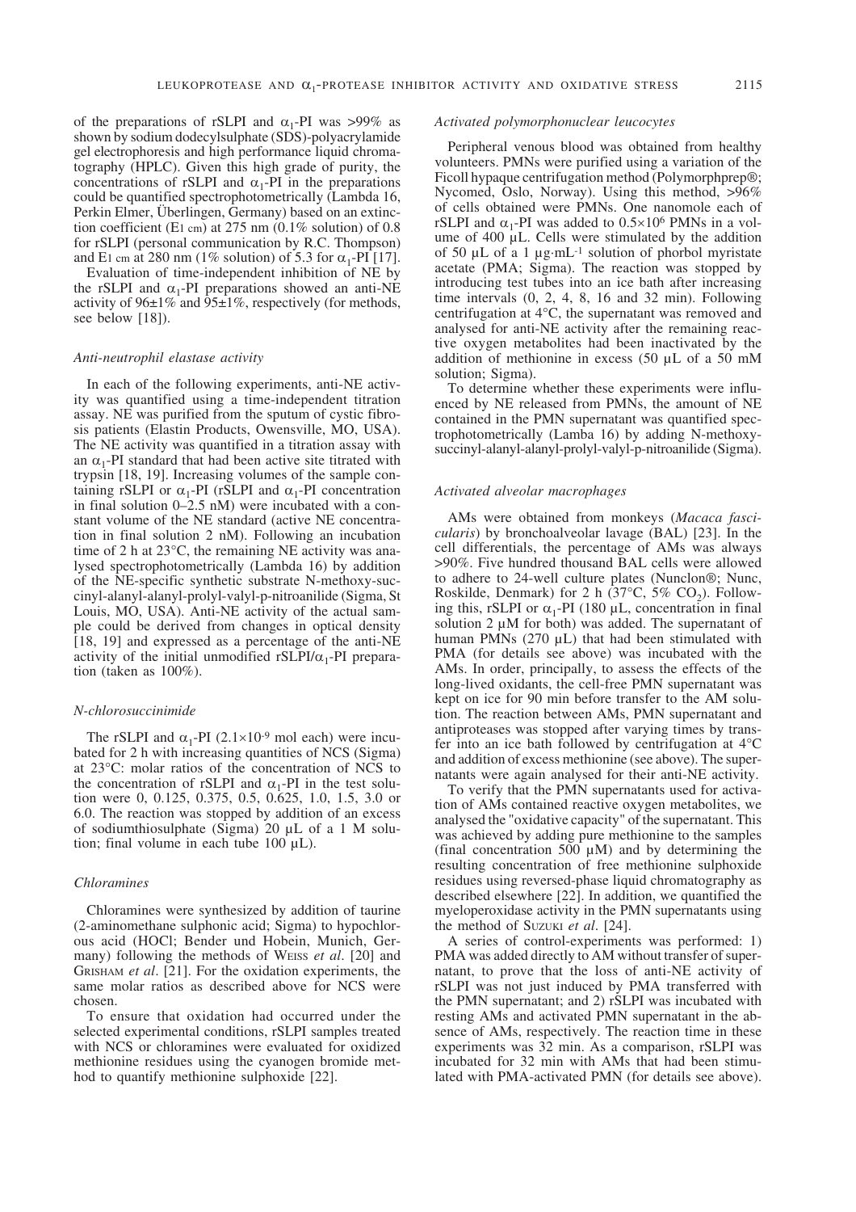of the preparations of rSLPI and $\alpha_1$-PI was >99% as shown by sodium dodecylsulphate (SDS)-polyacrylamide gel electrophoresis and high performance liquid chromatography (HPLC). Given this high grade of purity, the concentrations of rSLPI and $\alpha_1$-PI in the preparations could be quantified spectrophotometrically (Lambda 16, Perkin Elmer, Überlingen, Germany) based on an extinction coefficient ($E_{1\ cm}$) at 275 nm (0.1% solution) of 0.8 for rSLPI (personal communication by R.C. Thompson) and $E_{1\ cm}$ at 280 nm (1% solution) of 5.3 for $\alpha_1$-PI [17].

Evaluation of time-independent inhibition of NE by the rSLPI and $\alpha_1$-PI preparations showed an anti-NE activity of 96±1% and 95±1%, respectively (for methods, see below [18]).

### *Anti-neutrophil elastase activity*

In each of the following experiments, anti-NE activity was quantified using a time-independent titration assay. NE was purified from the sputum of cystic fibrosis patients (Elastin Products, Owensville, MO, USA). The NE activity was quantified in a titration assay with an $\alpha_1$-PI standard that had been active site titrated with trypsin [18, 19]. Increasing volumes of the sample containing rSLPI or $\alpha_1$-PI (rSLPI and $\alpha_1$-PI concentration in final solution 0–2.5 nM) were incubated with a constant volume of the NE standard (active NE concentration in final solution 2 nM). Following an incubation time of 2 h at 23°C, the remaining NE activity was analysed spectrophotometrically (Lambda 16) by addition of the NE-specific synthetic substrate N-methoxy-succinyl-alanyl-alanyl-prolyl-valyl-p-nitroanilide (Sigma, St Louis, MO, USA). Anti-NE activity of the actual sample could be derived from changes in optical density [18, 19] and expressed as a percentage of the anti-NE activity of the initial unmodified rSLPI/$\alpha_1$-PI preparation (taken as 100%).

### *N-chlorosuccinimide*

The rSLPI and $\alpha_1$-PI ($2.1 \times 10^{-9}$ mol each) were incubated for 2 h with increasing quantities of NCS (Sigma) at 23°C: molar ratios of the concentration of NCS to the concentration of rSLPI and $\alpha_1$-PI in the test solution were 0, 0.125, 0.375, 0.5, 0.625, 1.0, 1.5, 3.0 or 6.0. The reaction was stopped by addition of an excess of sodiumthiosulphate (Sigma) 20 µL of a 1 M solution; final volume in each tube 100 µL).

### *Chloramines*

Chloramines were synthesized by addition of taurine (2-aminomethane sulphonic acid; Sigma) to hypochlorous acid (HOCl; Bender und Hobein, Munich, Germany) following the methods of Weiss *et al*. [20] and Grisham *et al*. [21]. For the oxidation experiments, the same molar ratios as described above for NCS were chosen.

To ensure that oxidation had occurred under the selected experimental conditions, rSLPI samples treated with NCS or chloramines were evaluated for oxidized methionine residues using the cyanogen bromide method to quantify methionine sulphoxide [22].

### *Activated polymorphonuclear leucocytes*

Peripheral venous blood was obtained from healthy volunteers. PMNs were purified using a variation of the Ficoll hypaque centrifugation method (Polymorphprep®; Nycomed, Oslo, Norway). Using this method, >96% of cells obtained were PMNs. One nanomole each of rSLPI and $\alpha_1$-PI was added to $0.5 \times 10^6$ PMNs in a volume of 400 µL. Cells were stimulated by the addition of 50 µL of a 1 µg·mL$^{-1}$ solution of phorbol myristate acetate (PMA; Sigma). The reaction was stopped by introducing test tubes into an ice bath after increasing time intervals (0, 2, 4, 8, 16 and 32 min). Following centrifugation at 4°C, the supernatant was removed and analysed for anti-NE activity after the remaining reactive oxygen metabolites had been inactivated by the addition of methionine in excess (50 µL of a 50 mM solution; Sigma).

To determine whether these experiments were influenced by NE released from PMNs, the amount of NE contained in the PMN supernatant was quantified spectrophotometrically (Lamba 16) by adding N-methoxy-succinyl-alanyl-alanyl-prolyl-valyl-p-nitroanilide (Sigma).

### *Activated alveolar macrophages*

AMs were obtained from monkeys (*Macaca fascicularis*) by bronchoalveolar lavage (BAL) [23]. In the cell differentials, the percentage of AMs was always >90%. Five hundred thousand BAL cells were allowed to adhere to 24-well culture plates (Nunclon®; Nunc, Roskilde, Denmark) for 2 h (37°C, 5% $CO_2$). Following this, rSLPI or $\alpha_1$-PI (180 µL, concentration in final solution 2 µM for both) was added. The supernatant of human PMNs (270 µL) that had been stimulated with PMA (for details see above) was incubated with the AMs. In order, principally, to assess the effects of the long-lived oxidants, the cell-free PMN supernatant was kept on ice for 90 min before transfer to the AM solution. The reaction between AMs, PMN supernatant and antiproteases was stopped after varying times by transfer into an ice bath followed by centrifugation at 4°C and addition of excess methionine (see above). The supernatants were again analysed for their anti-NE activity.

To verify that the PMN supernatants used for activation of AMs contained reactive oxygen metabolites, we analysed the "oxidative capacity" of the supernatant. This was achieved by adding pure methionine to the samples (final concentration 500 µM) and by determining the resulting concentration of free methionine sulphoxide residues using reversed-phase liquid chromatography as described elsewhere [22]. In addition, we quantified the myeloperoxidase activity in the PMN supernatants using the method of Suzuki *et al*. [24].

A series of control-experiments was performed: 1) PMA was added directly to AM without transfer of supernatant, to prove that the loss of anti-NE activity of rSLPI was not just induced by PMA transferred with the PMN supernatant; and 2) rSLPI was incubated with resting AMs and activated PMN supernatant in the absence of AMs, respectively. The reaction time in these experiments was 32 min. As a comparison, rSLPI was incubated for 32 min with AMs that had been stimulated with PMA-activated PMN (for details see above).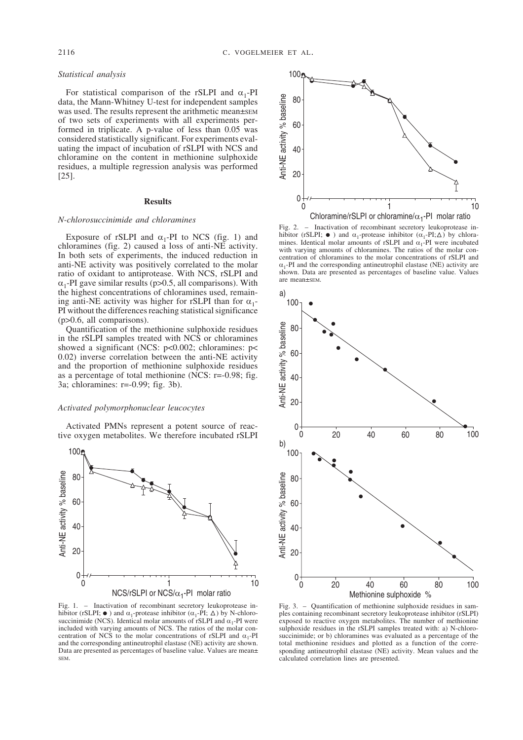### Statistical analysis

For statistical comparison of the rSLPI and $\alpha_1$-PI data, the Mann-Whitney U-test for independent samples was used. The results represent the arithmetic mean±SEM of two sets of experiments with all experiments performed in triplicate. A p-value of less than 0.05 was considered statistically significant. For experiments evaluating the impact of incubation of rSLPI with NCS and chloramine on the content in methionine sulphoxide residues, a multiple regression analysis was performed [25].

## Results

### N-chlorosuccinimide and chloramines

Exposure of rSLPI and $\alpha_1$-PI to NCS (fig. 1) and chloramines (fig. 2) caused a loss of anti-NE activity. In both sets of experiments, the induced reduction in anti-NE activity was positively correlated to the molar ratio of oxidant to antiprotease. With NCS, rSLPI and $\alpha_1$-PI gave similar results ($p>0.5$, all comparisons). With the highest concentrations of chloramines used, remaining anti-NE activity was higher for rSLPI than for $\alpha_1$-PI without the differences reaching statistical significance ($p>0.6$, all comparisons).

Quantification of the methionine sulphoxide residues in the rSLPI samples treated with NCS or chloramines showed a significant (NCS: $p<0.002$; chloramines: $p<0.02$) inverse correlation between the anti-NE activity and the proportion of methionine sulphoxide residues as a percentage of total methionine (NCS: $r=-0.98$; fig. 3a; chloramines: $r=-0.99$; fig. 3b).

### Activated polymorphonuclear leucocytes

Activated PMNs represent a potent source of reactive oxygen metabolites. We therefore incubated rSLPI

Fig. 1. – Inactivation of recombinant secretory leukoprotease inhibitor (rSLPI; ●) and $\alpha_1$-protease inhibitor ($\alpha_1$-PI; △) by N-chlorosuccinimide (NCS). Identical molar amounts of rSLPI and $\alpha_1$-PI were included with varying amounts of NCS. The ratios of the molar concentration of NCS to the molar concentrations of rSLPI and $\alpha_1$-PI and the corresponding antineutrophil elastase (NE) activity are shown. Data are presented as percentages of baseline value. Values are mean±SEM.

Fig. 2. – Inactivation of recombinant secretory leukoprotease inhibitor (rSLPI; ●) and $\alpha_1$-protease inhibitor ($\alpha_1$-PI; △) by chloramines. Identical molar amounts of rSLPI and $\alpha_1$-PI were incubated with varying amounts of chloramines. The ratios of the molar concentration of chloramines to the molar concentrations of rSLPI and $\alpha_1$-PI and the corresponding antineutrophil elastase (NE) activity are shown. Data are presented as percentages of baseline value. Values are mean±SEM.

Fig. 3. – Quantification of methionine sulphoxide residues in samples containing recombinant secretory leukoprotease inhibitor (rSLPI) exposed to reactive oxygen metabolites. The number of methionine sulphoxide residues in the rSLPI samples treated with: a) N-chlorosuccinimide; or b) chloramines was evaluated as a percentage of the total methionine residues and plotted as a function of the corresponding antineutrophil elastase (NE) activity. Mean values and the calculated correlation lines are presented.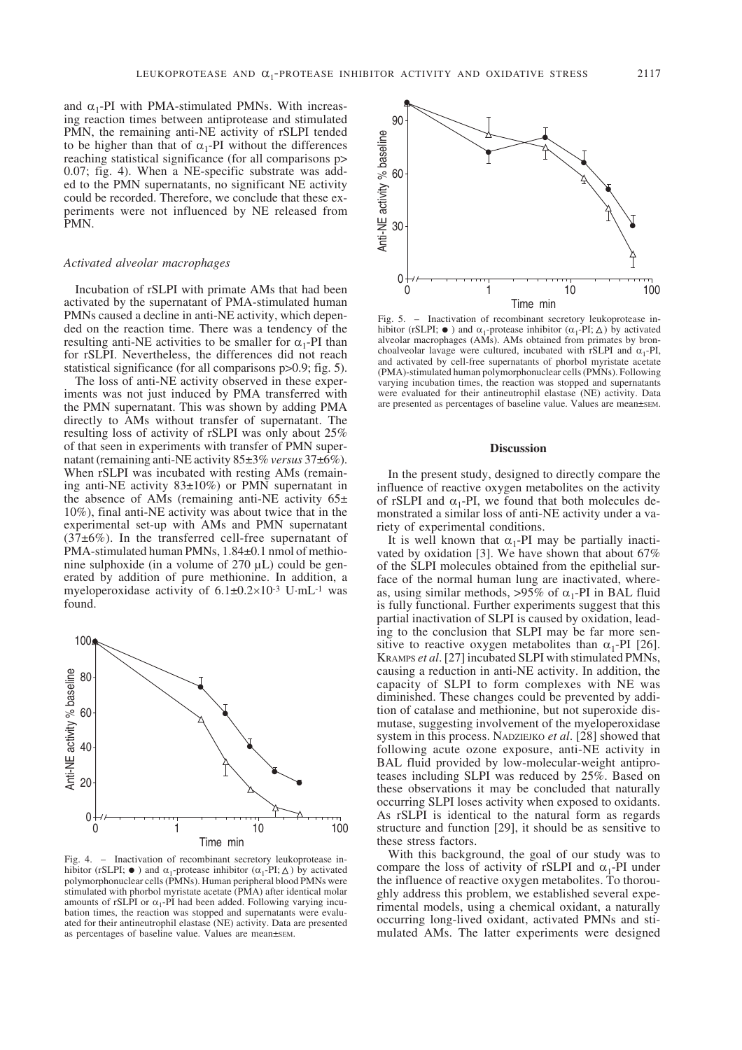and $\alpha_1$-PI with PMA-stimulated PMNs. With increasing reaction times between antiprotease and stimulated PMN, the remaining anti-NE activity of rSLPI tended to be higher than that of $\alpha_1$-PI without the differences reaching statistical significance (for all comparisons $p > 0.07$; fig. 4). When a NE-specific substrate was added to the PMN supernatants, no significant NE activity could be recorded. Therefore, we conclude that these experiments were not influenced by NE released from PMN.

### *Activated alveolar macrophages*

Incubation of rSLPI with primate AMs that had been activated by the supernatant of PMA-stimulated human PMNs caused a decline in anti-NE activity, which depended on the reaction time. There was a tendency of the resulting anti-NE activities to be smaller for $\alpha_1$-PI than for rSLPI. Nevertheless, the differences did not reach statistical significance (for all comparisons $p > 0.9$; fig. 5).

The loss of anti-NE activity observed in these experiments was not just induced by PMA transferred with the PMN supernatant. This was shown by adding PMA directly to AMs without transfer of supernatant. The resulting loss of activity of rSLPI was only about 25% of that seen in experiments with transfer of PMN supernatant (remaining anti-NE activity 85±3% *versus* 37±6%). When rSLPI was incubated with resting AMs (remaining anti-NE activity 83±10%) or PMN supernatant in the absence of AMs (remaining anti-NE activity 65±10%), final anti-NE activity was about twice that in the experimental set-up with AMs and PMN supernatant (37±6%). In the transferred cell-free supernatant of PMA-stimulated human PMNs, 1.84±0.1 nmol of methionine sulphoxide (in a volume of 270 µL) could be generated by addition of pure methionine. In addition, a myeloperoxidase activity of $6.1\pm0.2\times10^{-3}$ U·mL$^{-1}$ was found.

Fig. 4. – Inactivation of recombinant secretory leukoprotease inhibitor (rSLPI; ●) and $\alpha_1$-protease inhibitor ($\alpha_1$-PI; △) by activated polymorphonuclear cells (PMNs). Human peripheral blood PMNs were stimulated with phorbol myristate acetate (PMA) after identical molar amounts of rSLPI or $\alpha_1$-PI had been added. Following varying incubation times, the reaction was stopped and supernatants were evaluated for their antineutrophil elastase (NE) activity. Data are presented as percentages of baseline value. Values are mean±SEM.

Fig. 5. – Inactivation of recombinant secretory leukoprotease inhibitor (rSLPI; ●) and $\alpha_1$-protease inhibitor ($\alpha_1$-PI; △) by activated alveolar macrophages (AMs). AMs obtained from primates by bronchoalveolar lavage were cultured, incubated with rSLPI and $\alpha_1$-PI, and activated by cell-free supernatants of phorbol myristate acetate (PMA)-stimulated human polymorphonuclear cells (PMNs). Following varying incubation times, the reaction was stopped and supernatants were evaluated for their antineutrophil elastase (NE) activity. Data are presented as percentages of baseline value. Values are mean±SEM.

## Discussion

In the present study, designed to directly compare the influence of reactive oxygen metabolites on the activity of rSLPI and $\alpha_1$-PI, we found that both molecules demonstrated a similar loss of anti-NE activity under a variety of experimental conditions.

It is well known that $\alpha_1$-PI may be partially inactivated by oxidation [3]. We have shown that about 67% of the SLPI molecules obtained from the epithelial surface of the normal human lung are inactivated, whereas, using similar methods, >95% of $\alpha_1$-PI in BAL fluid is fully functional. Further experiments suggest that this partial inactivation of SLPI is caused by oxidation, leading to the conclusion that SLPI may be far more sensitive to reactive oxygen metabolites than $\alpha_1$-PI [26]. KRAMPS *et al*. [27] incubated SLPI with stimulated PMNs, causing a reduction in anti-NE activity. In addition, the capacity of SLPI to form complexes with NE was diminished. These changes could be prevented by addition of catalase and methionine, but not superoxide dismutase, suggesting involvement of the myeloperoxidase system in this process. NADZIEJKO *et al*. [28] showed that following acute ozone exposure, anti-NE activity in BAL fluid provided by low-molecular-weight antiproteases including SLPI was reduced by 25%. Based on these observations it may be concluded that naturally occurring SLPI loses activity when exposed to oxidants. As rSLPI is identical to the natural form as regards structure and function [29], it should be as sensitive to these stress factors.

With this background, the goal of our study was to compare the loss of activity of rSLPI and $\alpha_1$-PI under the influence of reactive oxygen metabolites. To thoroughly address this problem, we established several experimental models, using a chemical oxidant, a naturally occurring long-lived oxidant, activated PMNs and stimulated AMs. The latter experiments were designed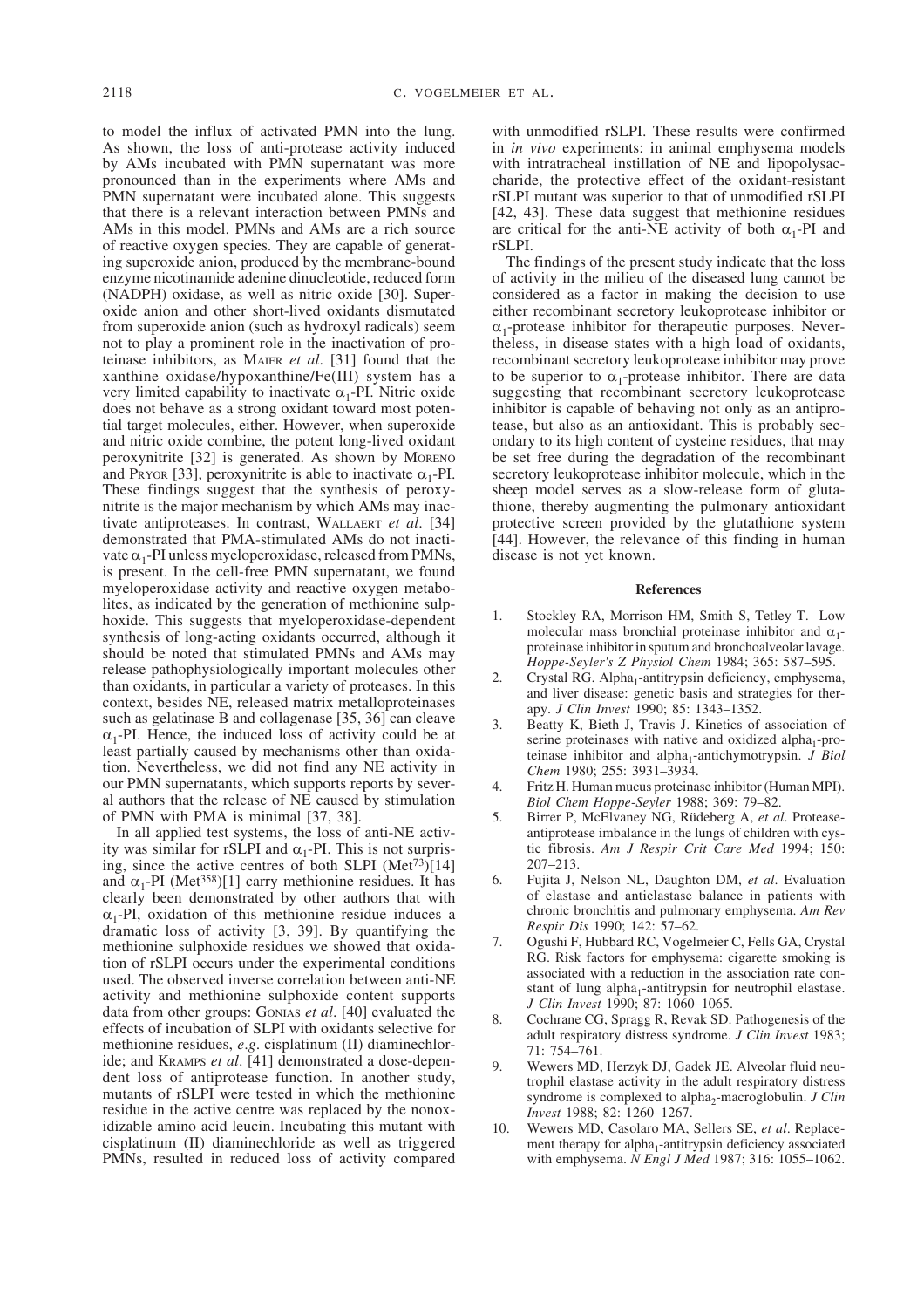to model the influx of activated PMN into the lung. As shown, the loss of anti-protease activity induced by AMs incubated with PMN supernatant was more pronounced than in the experiments where AMs and PMN supernatant were incubated alone. This suggests that there is a relevant interaction between PMNs and AMs in this model. PMNs and AMs are a rich source of reactive oxygen species. They are capable of generating superoxide anion, produced by the membrane-bound enzyme nicotinamide adenine dinucleotide, reduced form (NADPH) oxidase, as well as nitric oxide [30]. Superoxide anion and other short-lived oxidants dismutated from superoxide anion (such as hydroxyl radicals) seem not to play a prominent role in the inactivation of proteinase inhibitors, as MAIER *et al*. [31] found that the xanthine oxidase/hypoxanthine/Fe(III) system has a very limited capability to inactivate $\alpha_1$-PI. Nitric oxide does not behave as a strong oxidant toward most potential target molecules, either. However, when superoxide and nitric oxide combine, the potent long-lived oxidant peroxynitrite [32] is generated. As shown by MORENO and PRYOR [33], peroxynitrite is able to inactivate $\alpha_1$-PI. These findings suggest that the synthesis of peroxynitrite is the major mechanism by which AMs may inactivate antiproteases. In contrast, WALLAERT *et al*. [34] demonstrated that PMA-stimulated AMs do not inactivate $\alpha_1$-PI unless myeloperoxidase, released from PMNs, is present. In the cell-free PMN supernatant, we found myeloperoxidase activity and reactive oxygen metabolites, as indicated by the generation of methionine sulphoxide. This suggests that myeloperoxidase-dependent synthesis of long-acting oxidants occurred, although it should be noted that stimulated PMNs and AMs may release pathophysiologically important molecules other than oxidants, in particular a variety of proteases. In this context, besides NE, released matrix metalloproteinases such as gelatinase B and collagenase [35, 36] can cleave $\alpha_1$-PI. Hence, the induced loss of activity could be at least partially caused by mechanisms other than oxidation. Nevertheless, we did not find any NE activity in our PMN supernatants, which supports reports by several authors that the release of NE caused by stimulation of PMN with PMA is minimal [37, 38].

In all applied test systems, the loss of anti-NE activity was similar for rSLPI and $\alpha_1$-PI. This is not surprising, since the active centres of both SLPI ($Met^{73}$)[14] and $\alpha_1$-PI ($Met^{358}$)[1] carry methionine residues. It has clearly been demonstrated by other authors that with $\alpha_1$-PI, oxidation of this methionine residue induces a dramatic loss of activity [3, 39]. By quantifying the methionine sulphoxide residues we showed that oxidation of rSLPI occurs under the experimental conditions used. The observed inverse correlation between anti-NE activity and methionine sulphoxide content supports data from other groups: GONIAS *et al*. [40] evaluated the effects of incubation of SLPI with oxidants selective for methionine residues, *e.g*. cisplatinum (II) diaminechloride; and KRAMPS *et al*. [41] demonstrated a dose-dependent loss of antiprotease function. In another study, mutants of rSLPI were tested in which the methionine residue in the active centre was replaced by the nonoxidizable amino acid leucin. Incubating this mutant with cisplatinum (II) diaminechloride as well as triggered PMNs, resulted in reduced loss of activity compared with unmodified rSLPI. These results were confirmed in *in vivo* experiments: in animal emphysema models with intratracheal instillation of NE and lipopolysaccharide, the protective effect of the oxidant-resistant rSLPI mutant was superior to that of unmodified rSLPI [42, 43]. These data suggest that methionine residues are critical for the anti-NE activity of both $\alpha_1$-PI and rSLPI.

The findings of the present study indicate that the loss of activity in the milieu of the diseased lung cannot be considered as a factor in making the decision to use either recombinant secretory leukoprotease inhibitor or $\alpha_1$-protease inhibitor for therapeutic purposes. Nevertheless, in disease states with a high load of oxidants, recombinant secretory leukoprotease inhibitor may prove to be superior to $\alpha_1$-protease inhibitor. There are data suggesting that recombinant secretory leukoprotease inhibitor is capable of behaving not only as an antiprotease, but also as an antioxidant. This is probably secondary to its high content of cysteine residues, that may be set free during the degradation of the recombinant secretory leukoprotease inhibitor molecule, which in the sheep model serves as a slow-release form of glutathione, thereby augmenting the pulmonary antioxidant protective screen provided by the glutathione system [44]. However, the relevance of this finding in human disease is not yet known.

## References

1. Stockley RA, Morrison HM, Smith S, Tetley T. Low molecular mass bronchial proteinase inhibitor and $\alpha_1$-proteinase inhibitor in sputum and bronchoalveolar lavage. *Hoppe-Seyler's Z Physiol Chem* 1984; 365: 587–595.
2. Crystal RG. Alpha$_1$-antitrypsin deficiency, emphysema, and liver disease: genetic basis and strategies for therapy. *J Clin Invest* 1990; 85: 1343–1352.
3. Beatty K, Bieth J, Travis J. Kinetics of association of serine proteinases with native and oxidized alpha$_1$-proteinase inhibitor and alpha$_1$-antichymotrypsin. *J Biol Chem* 1980; 255: 3931–3934.
4. Fritz H. Human mucus proteinase inhibitor (Human MPI). *Biol Chem Hoppe-Seyler* 1988; 369: 79–82.
5. Birrer P, McElvaney NG, Rüdeberg A, *et al*. Protease-antiprotease imbalance in the lungs of children with cystic fibrosis. *Am J Respir Crit Care Med* 1994; 150: 207–213.
6. Fujita J, Nelson NL, Daughton DM, *et al*. Evaluation of elastase and antielastase balance in patients with chronic bronchitis and pulmonary emphysema. *Am Rev Respir Dis* 1990; 142: 57–62.
7. Ogushi F, Hubbard RC, Vogelmeier C, Fells GA, Crystal RG. Risk factors for emphysema: cigarette smoking is associated with a reduction in the association rate constant of lung alpha$_1$-antitrypsin for neutrophil elastase. *J Clin Invest* 1990; 87: 1060–1065.
8. Cochrane CG, Spragg R, Revak SD. Pathogenesis of the adult respiratory distress syndrome. *J Clin Invest* 1983; 71: 754–761.
9. Wewers MD, Herzyk DJ, Gadek JE. Alveolar fluid neutrophil elastase activity in the adult respiratory distress syndrome is complexed to alpha$_2$-macroglobulin. *J Clin Invest* 1988; 82: 1260–1267.
10. Wewers MD, Casolaro MA, Sellers SE, *et al*. Replacement therapy for alpha$_1$-antitrypsin deficiency associated with emphysema. *N Engl J Med* 1987; 316: 1055–1062.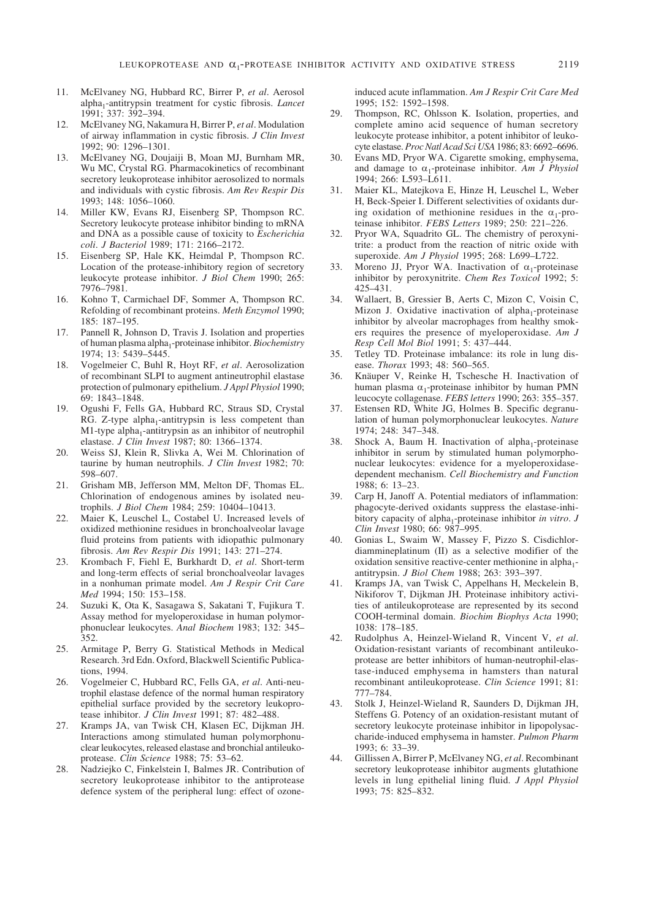11. McElvaney NG, Hubbard RC, Birrer P, *et al*. Aerosol alpha$_1$-antitrypsin treatment for cystic fibrosis. *Lancet* 1991; 337: 392–394.
12. McElvaney NG, Nakamura H, Birrer P, *et al*. Modulation of airway inflammation in cystic fibrosis. *J Clin Invest* 1992; 90: 1296–1301.
13. McElvaney NG, Doujaiji B, Moan MJ, Burnham MR, Wu MC, Crystal RG. Pharmacokinetics of recombinant secretory leukoprotease inhibitor aerosolized to normals and individuals with cystic fibrosis. *Am Rev Respir Dis* 1993; 148: 1056–1060.
14. Miller KW, Evans RJ, Eisenberg SP, Thompson RC. Secretory leukocyte protease inhibitor binding to mRNA and DNA as a possible cause of toxicity to *Escherichia coli*. *J Bacteriol* 1989; 171: 2166–2172.
15. Eisenberg SP, Hale KK, Heimdal P, Thompson RC. Location of the protease-inhibitory region of secretory leukocyte protease inhibitor. *J Biol Chem* 1990; 265: 7976–7981.
16. Kohno T, Carmichael DF, Sommer A, Thompson RC. Refolding of recombinant proteins. *Meth Enzymol* 1990; 185: 187–195.
17. Pannell R, Johnson D, Travis J. Isolation and properties of human plasma alpha$_1$-proteinase inhibitor. *Biochemistry* 1974; 13: 5439–5445.
18. Vogelmeier C, Buhl R, Hoyt RF, *et al*. Aerosolization of recombinant SLPI to augment antineutrophil elastase protection of pulmonary epithelium. *J Appl Physiol* 1990; 69: 1843–1848.
19. Ogushi F, Fells GA, Hubbard RC, Straus SD, Crystal RG. Z-type alpha$_1$-antitrypsin is less competent than M1-type alpha$_1$-antitrypsin as an inhibitor of neutrophil elastase. *J Clin Invest* 1987; 80: 1366–1374.
20. Weiss SJ, Klein R, Slivka A, Wei M. Chlorination of taurine by human neutrophils. *J Clin Invest* 1982; 70: 598–607.
21. Grisham MB, Jefferson MM, Melton DF, Thomas EL. Chlorination of endogenous amines by isolated neutrophils. *J Biol Chem* 1984; 259: 10404–10413.
22. Maier K, Leuschel L, Costabel U. Increased levels of oxidized methionine residues in bronchoalveolar lavage fluid proteins from patients with idiopathic pulmonary fibrosis. *Am Rev Respir Dis* 1991; 143: 271–274.
23. Krombach F, Fiehl E, Burkhardt D, *et al*. Short-term and long-term effects of serial bronchoalveolar lavages in a nonhuman primate model. *Am J Respir Crit Care Med* 1994; 150: 153–158.
24. Suzuki K, Ota K, Sasagawa S, Sakatani T, Fujikura T. Assay method for myeloperoxidase in human polymorphonuclear leukocytes. *Anal Biochem* 1983; 132: 345–352.
25. Armitage P, Berry G. Statistical Methods in Medical Research. 3rd Edn. Oxford, Blackwell Scientific Publications, 1994.
26. Vogelmeier C, Hubbard RC, Fells GA, *et al*. Anti-neutrophil elastase defence of the normal human respiratory epithelial surface provided by the secretory leukoprotease inhibitor. *J Clin Invest* 1991; 87: 482–488.
27. Kramps JA, van Twisk CH, Klasen EC, Dijkman JH. Interactions among stimulated human polymorphonuclear leukocytes, released elastase and bronchial antileukoprotease. *Clin Science* 1988; 75: 53–62.
28. Nadziejko C, Finkelstein I, Balmes JR. Contribution of secretory leukoprotease inhibitor to the antiprotease defence system of the peripheral lung: effect of ozone-induced acute inflammation. *Am J Respir Crit Care Med* 1995; 152: 1592–1598.
29. Thompson, RC, Ohlsson K. Isolation, properties, and complete amino acid sequence of human secretory leukocyte protease inhibitor, a potent inhibitor of leukocyte elastase. *Proc Natl Acad Sci USA* 1986; 83: 6692–6696.
30. Evans MD, Pryor WA. Cigarette smoking, emphysema, and damage to $\alpha_1$-proteinase inhibitor. *Am J Physiol* 1994; 266: L593–L611.
31. Maier KL, Matejkova E, Hinze H, Leuschel L, Weber H, Beck-Speier I. Different selectivities of oxidants during oxidation of methionine residues in the $\alpha_1$-proteinase inhibitor. *FEBS Letters* 1989; 250: 221–226.
32. Pryor WA, Squadrito GL. The chemistry of peroxynitrite: a product from the reaction of nitric oxide with superoxide. *Am J Physiol* 1995; 268: L699–L722.
33. Moreno JJ, Pryor WA. Inactivation of $\alpha_1$-proteinase inhibitor by peroxynitrite. *Chem Res Toxicol* 1992; 5: 425–431.
34. Wallaert, B, Gressier B, Aerts C, Mizon C, Voisin C, Mizon J. Oxidative inactivation of alpha$_1$-proteinase inhibitor by alveolar macrophages from healthy smokers requires the presence of myeloperoxidase. *Am J Resp Cell Mol Biol* 1991; 5: 437–444.
35. Tetley TD. Proteinase imbalance: its role in lung disease. *Thorax* 1993; 48: 560–565.
36. Knäuper V, Reinke H, Tschesche H. Inactivation of human plasma $\alpha_1$-proteinase inhibitor by human PMN leucocyte collagenase. *FEBS letters* 1990; 263: 355–357.
37. Estensen RD, White JG, Holmes B. Specific degranulation of human polymorphonuclear leukocytes. *Nature* 1974; 248: 347–348.
38. Shock A, Baum H. Inactivation of alpha$_1$-proteinase inhibitor in serum by stimulated human polymorphonuclear leukocytes: evidence for a myeloperoxidase-dependent mechanism. *Cell Biochemistry and Function* 1988; 6: 13–23.
39. Carp H, Janoff A. Potential mediators of inflammation: phagocyte-derived oxidants suppress the elastase-inhibitory capacity of alpha$_1$-proteinase inhibitor *in vitro*. *J Clin Invest* 1980; 66: 987–995.
40. Gonias L, Swaim W, Massey F, Pizzo S. Cisdichlordiammineplatinum (II) as a selective modifier of the oxidation sensitive reactive-center methionine in alpha$_1$-antitrypsin. *J Biol Chem* 1988; 263: 393–397.
41. Kramps JA, van Twisk C, Appelhans H, Meckelein B, Nikiforov T, Dijkman JH. Proteinase inhibitory activities of antileukoprotease are represented by its second COOH-terminal domain. *Biochim Biophys Acta* 1990; 1038: 178–185.
42. Rudolphus A, Heinzel-Wieland R, Vincent V, *et al*. Oxidation-resistant variants of recombinant antileukoprotease are better inhibitors of human-neutrophil-elastase-induced emphysema in hamsters than natural recombinant antileukoprotease. *Clin Science* 1991; 81: 777–784.
43. Stolk J, Heinzel-Wieland R, Saunders D, Dijkman JH, Steffens G. Potency of an oxidation-resistant mutant of secretory leukocyte proteinase inhibitor in lipopolysaccharide-induced emphysema in hamster. *Pulmon Pharm* 1993; 6: 33–39.
44. Gillissen A, Birrer P, McElvaney NG, *et al*. Recombinant secretory leukoprotease inhibitor augments glutathione levels in lung epithelial lining fluid. *J Appl Physiol* 1993; 75: 825–832.